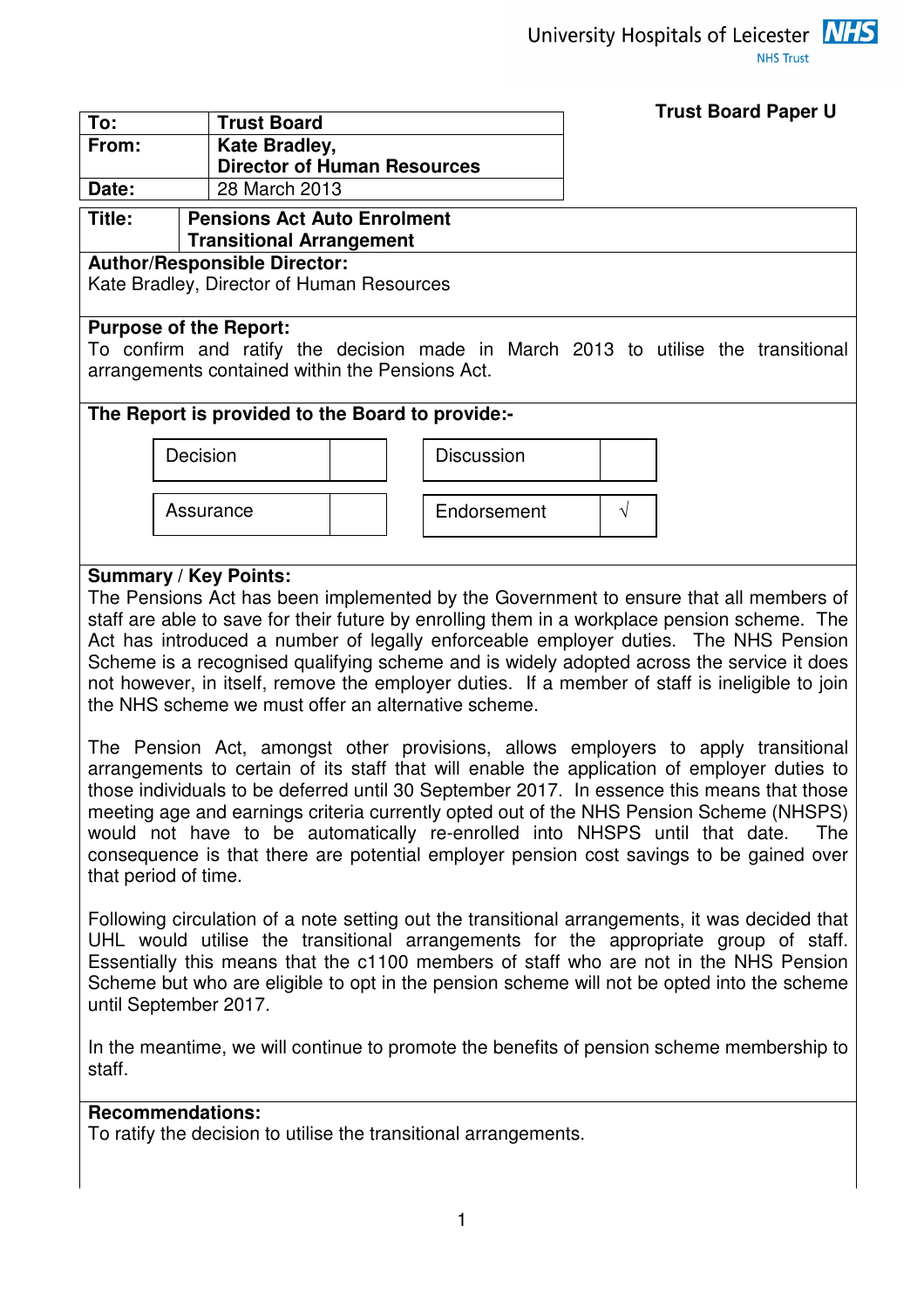University Hospitals of Leicester NHS Trust

**Trust Board Paper U**

| To: | Trust Board |
|---|---|
| From: | Kate Bradley, Director of Human Resources |
| Date: | 28 March 2013 |

**Title:** **Pensions Act Auto Enrolment Transitional Arrangement**

**Author/Responsible Director:**
Kate Bradley, Director of Human Resources

**Purpose of the Report:**
To confirm and ratify the decision made in March 2013 to utilise the transitional arrangements contained within the Pensions Act.

**The Report is provided to the Board to provide:-**

| | | | |
|---|---|---|---|
| Decision | | Discussion | |
| Assurance | | Endorsement | √ |

**Summary / Key Points:**
The Pensions Act has been implemented by the Government to ensure that all members of staff are able to save for their future by enrolling them in a workplace pension scheme. The Act has introduced a number of legally enforceable employer duties. The NHS Pension Scheme is a recognised qualifying scheme and is widely adopted across the service it does not however, in itself, remove the employer duties. If a member of staff is ineligible to join the NHS scheme we must offer an alternative scheme.

The Pension Act, amongst other provisions, allows employers to apply transitional arrangements to certain of its staff that will enable the application of employer duties to those individuals to be deferred until 30 September 2017. In essence this means that those meeting age and earnings criteria currently opted out of the NHS Pension Scheme (NHSPS) would not have to be automatically re-enrolled into NHSPS until that date. The consequence is that there are potential employer pension cost savings to be gained over that period of time.

Following circulation of a note setting out the transitional arrangements, it was decided that UHL would utilise the transitional arrangements for the appropriate group of staff. Essentially this means that the c1100 members of staff who are not in the NHS Pension Scheme but who are eligible to opt in the pension scheme will not be opted into the scheme until September 2017.

In the meantime, we will continue to promote the benefits of pension scheme membership to staff.

**Recommendations:**
To ratify the decision to utilise the transitional arrangements.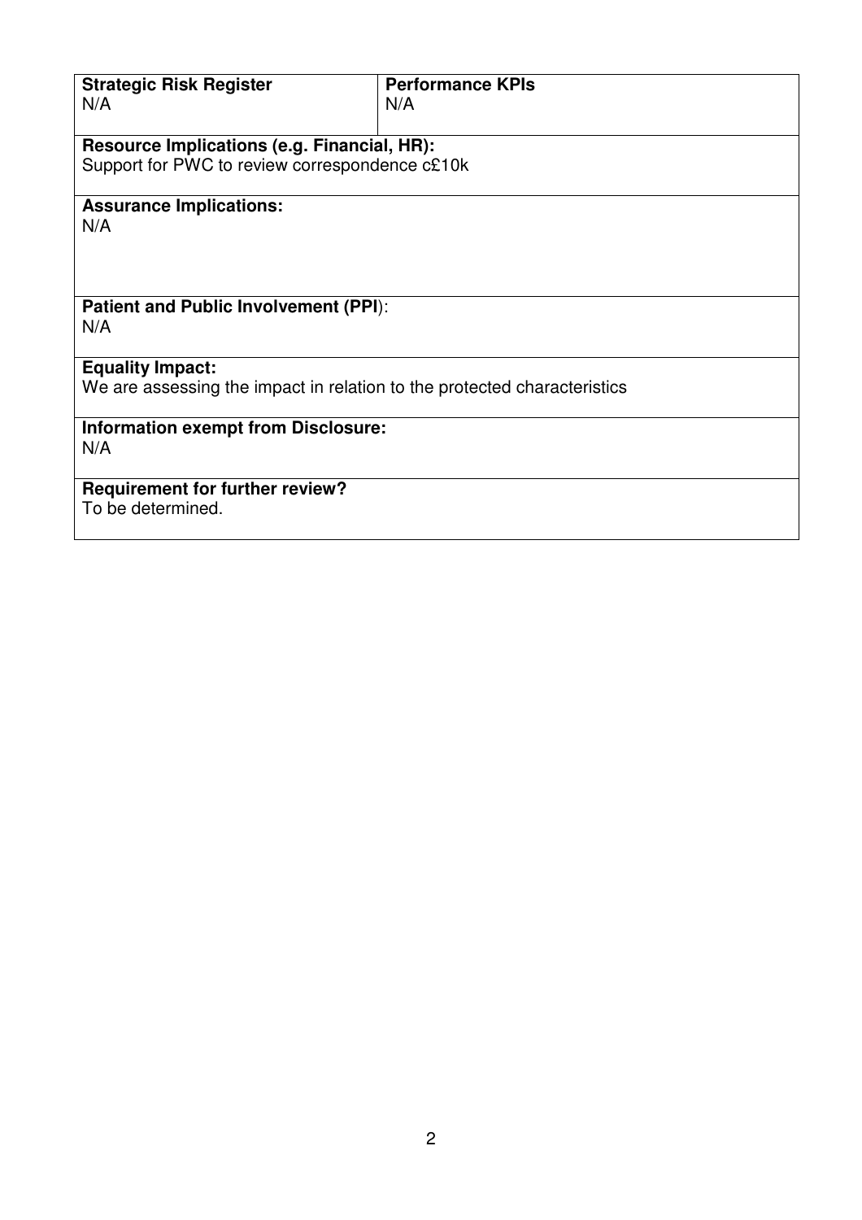| **Strategic Risk Register**<br>N/A | **Performance KPIs**<br>N/A |
|---|---|
| **Resource Implications (e.g. Financial, HR):**<br>Support for PWC to review correspondence c£10k | |
| **Assurance Implications:**<br>N/A | |
| **Patient and Public Involvement (PPI)**:<br>N/A | |
| **Equality Impact:**<br>We are assessing the impact in relation to the protected characteristics | |
| **Information exempt from Disclosure:**<br>N/A | |
| **Requirement for further review?**<br>To be determined. | |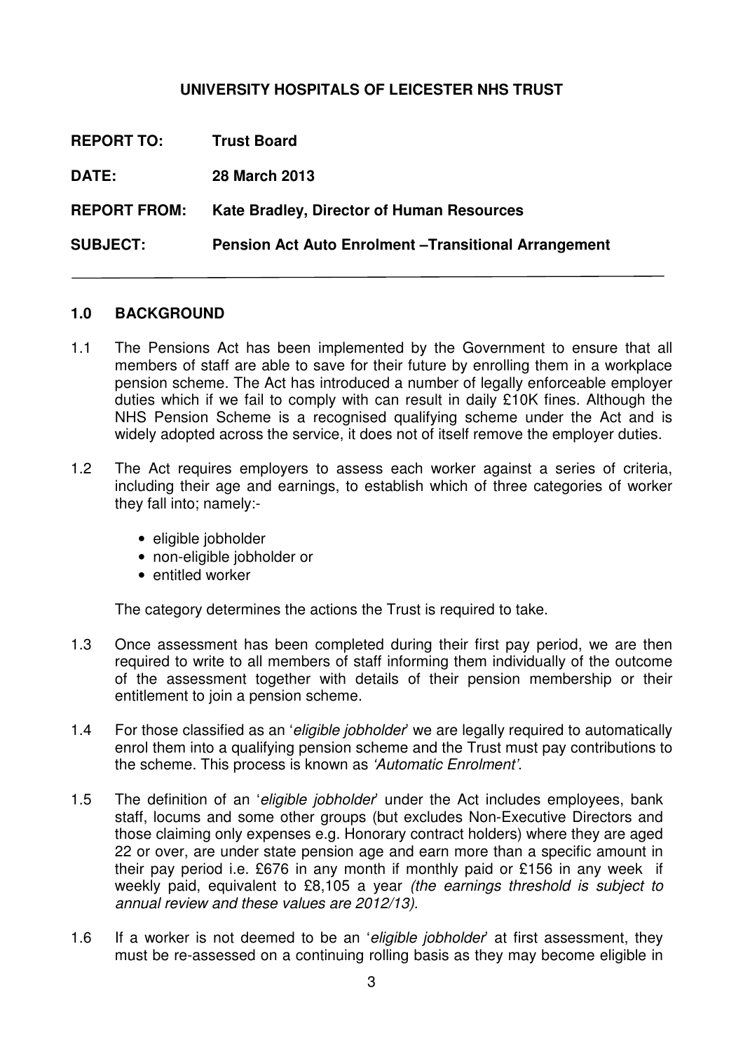**UNIVERSITY HOSPITALS OF LEICESTER NHS TRUST**

**REPORT TO:** **Trust Board**

**DATE:** **28 March 2013**

**REPORT FROM:** **Kate Bradley, Director of Human Resources**

**SUBJECT:** **Pension Act Auto Enrolment –Transitional Arrangement**

---

## 1.0 BACKGROUND

1.1 The Pensions Act has been implemented by the Government to ensure that all members of staff are able to save for their future by enrolling them in a workplace pension scheme. The Act has introduced a number of legally enforceable employer duties which if we fail to comply with can result in daily £10K fines. Although the NHS Pension Scheme is a recognised qualifying scheme under the Act and is widely adopted across the service, it does not of itself remove the employer duties.

1.2 The Act requires employers to assess each worker against a series of criteria, including their age and earnings, to establish which of three categories of worker they fall into; namely:-

- eligible jobholder
- non-eligible jobholder or
- entitled worker

The category determines the actions the Trust is required to take.

1.3 Once assessment has been completed during their first pay period, we are then required to write to all members of staff informing them individually of the outcome of the assessment together with details of their pension membership or their entitlement to join a pension scheme.

1.4 For those classified as an '*eligible jobholder*' we are legally required to automatically enrol them into a qualifying pension scheme and the Trust must pay contributions to the scheme. This process is known as *'Automatic Enrolment'.*

1.5 The definition of an '*eligible jobholder*' under the Act includes employees, bank staff, locums and some other groups (but excludes Non-Executive Directors and those claiming only expenses e.g. Honorary contract holders) where they are aged 22 or over, are under state pension age and earn more than a specific amount in their pay period i.e. £676 in any month if monthly paid or £156 in any week if weekly paid, equivalent to £8,105 a year *(the earnings threshold is subject to annual review and these values are 2012/13).*

1.6 If a worker is not deemed to be an '*eligible jobholder*' at first assessment, they must be re-assessed on a continuing rolling basis as they may become eligible in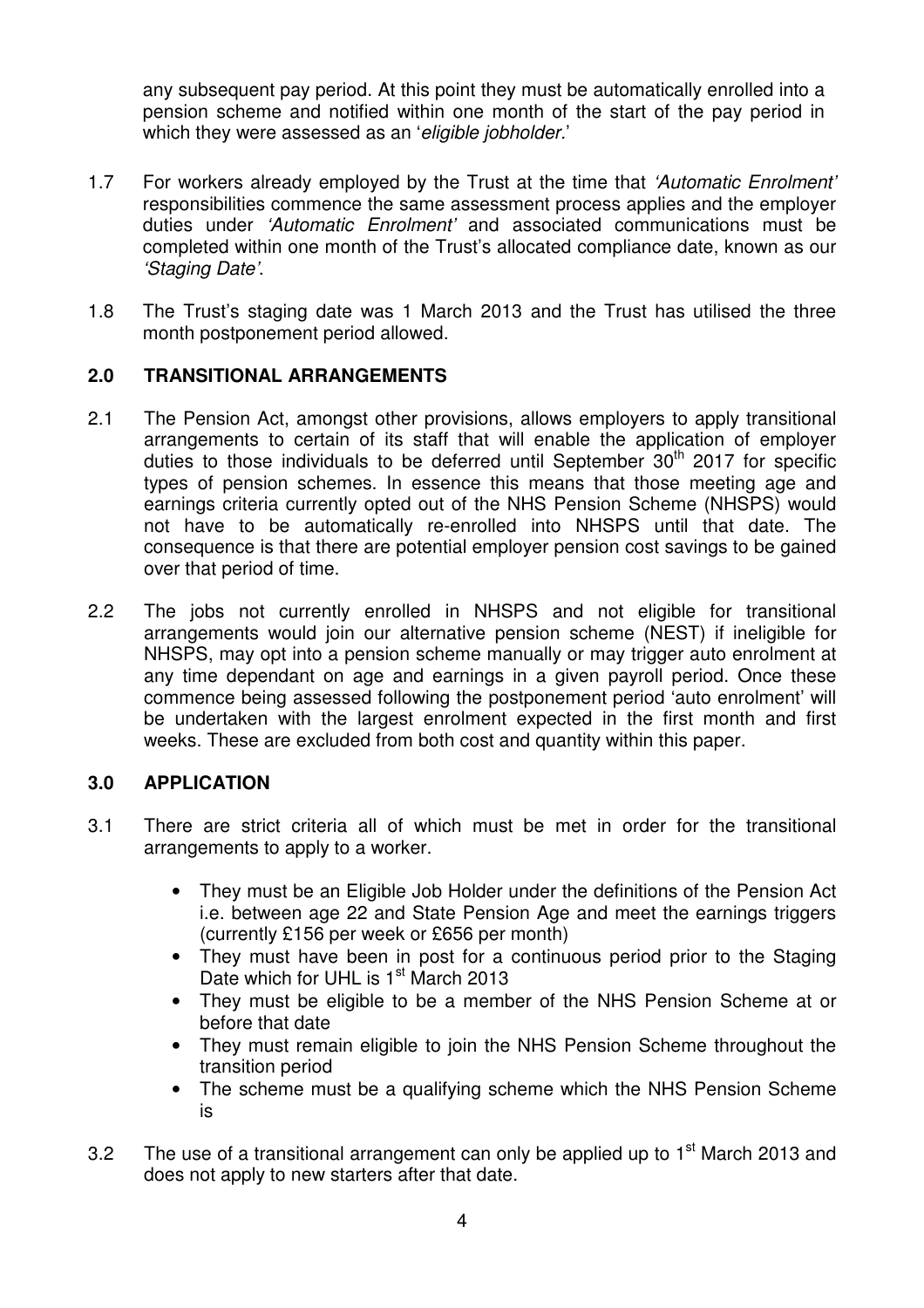any subsequent pay period. At this point they must be automatically enrolled into a pension scheme and notified within one month of the start of the pay period in which they were assessed as an '*eligible jobholder.*'

1.7 For workers already employed by the Trust at the time that *'Automatic Enrolment'* responsibilities commence the same assessment process applies and the employer duties under *'Automatic Enrolment'* and associated communications must be completed within one month of the Trust's allocated compliance date, known as our *'Staging Date'*.

1.8 The Trust's staging date was 1 March 2013 and the Trust has utilised the three month postponement period allowed.

## 2.0 TRANSITIONAL ARRANGEMENTS

2.1 The Pension Act, amongst other provisions, allows employers to apply transitional arrangements to certain of its staff that will enable the application of employer duties to those individuals to be deferred until September 30th 2017 for specific types of pension schemes. In essence this means that those meeting age and earnings criteria currently opted out of the NHS Pension Scheme (NHSPS) would not have to be automatically re-enrolled into NHSPS until that date. The consequence is that there are potential employer pension cost savings to be gained over that period of time.

2.2 The jobs not currently enrolled in NHSPS and not eligible for transitional arrangements would join our alternative pension scheme (NEST) if ineligible for NHSPS, may opt into a pension scheme manually or may trigger auto enrolment at any time dependant on age and earnings in a given payroll period. Once these commence being assessed following the postponement period 'auto enrolment' will be undertaken with the largest enrolment expected in the first month and first weeks. These are excluded from both cost and quantity within this paper.

## 3.0 APPLICATION

3.1 There are strict criteria all of which must be met in order for the transitional arrangements to apply to a worker.

- They must be an Eligible Job Holder under the definitions of the Pension Act i.e. between age 22 and State Pension Age and meet the earnings triggers (currently £156 per week or £656 per month)
- They must have been in post for a continuous period prior to the Staging Date which for UHL is 1st March 2013
- They must be eligible to be a member of the NHS Pension Scheme at or before that date
- They must remain eligible to join the NHS Pension Scheme throughout the transition period
- The scheme must be a qualifying scheme which the NHS Pension Scheme is

3.2 The use of a transitional arrangement can only be applied up to 1st March 2013 and does not apply to new starters after that date.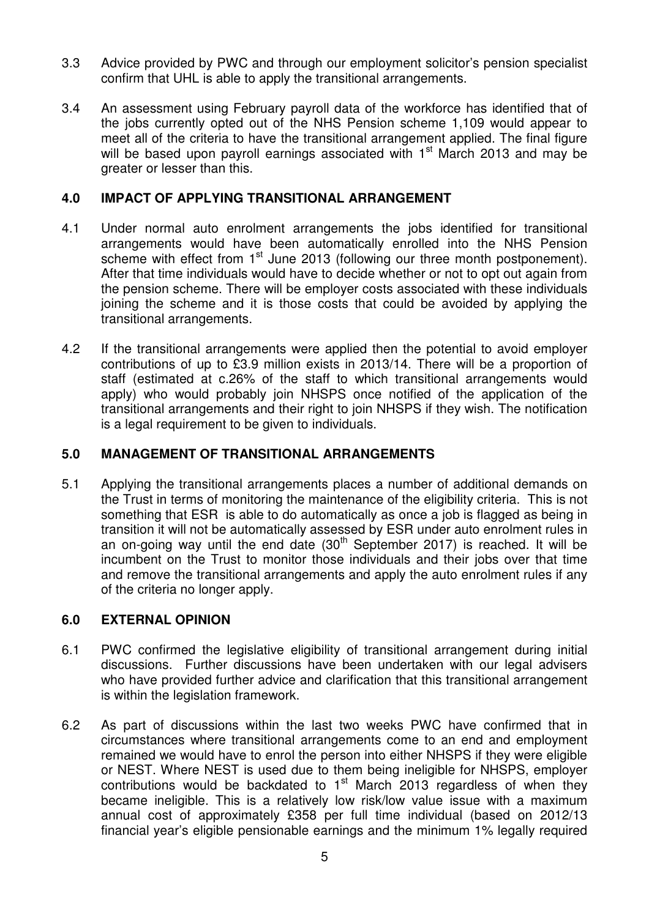3.3 Advice provided by PWC and through our employment solicitor's pension specialist confirm that UHL is able to apply the transitional arrangements.

3.4 An assessment using February payroll data of the workforce has identified that of the jobs currently opted out of the NHS Pension scheme 1,109 would appear to meet all of the criteria to have the transitional arrangement applied. The final figure will be based upon payroll earnings associated with 1st March 2013 and may be greater or lesser than this.

## 4.0 IMPACT OF APPLYING TRANSITIONAL ARRANGEMENT

4.1 Under normal auto enrolment arrangements the jobs identified for transitional arrangements would have been automatically enrolled into the NHS Pension scheme with effect from 1st June 2013 (following our three month postponement). After that time individuals would have to decide whether or not to opt out again from the pension scheme. There will be employer costs associated with these individuals joining the scheme and it is those costs that could be avoided by applying the transitional arrangements.

4.2 If the transitional arrangements were applied then the potential to avoid employer contributions of up to £3.9 million exists in 2013/14. There will be a proportion of staff (estimated at c.26% of the staff to which transitional arrangements would apply) who would probably join NHSPS once notified of the application of the transitional arrangements and their right to join NHSPS if they wish. The notification is a legal requirement to be given to individuals.

## 5.0 MANAGEMENT OF TRANSITIONAL ARRANGEMENTS

5.1 Applying the transitional arrangements places a number of additional demands on the Trust in terms of monitoring the maintenance of the eligibility criteria. This is not something that ESR is able to do automatically as once a job is flagged as being in transition it will not be automatically assessed by ESR under auto enrolment rules in an on-going way until the end date (30th September 2017) is reached. It will be incumbent on the Trust to monitor those individuals and their jobs over that time and remove the transitional arrangements and apply the auto enrolment rules if any of the criteria no longer apply.

## 6.0 EXTERNAL OPINION

6.1 PWC confirmed the legislative eligibility of transitional arrangement during initial discussions. Further discussions have been undertaken with our legal advisers who have provided further advice and clarification that this transitional arrangement is within the legislation framework.

6.2 As part of discussions within the last two weeks PWC have confirmed that in circumstances where transitional arrangements come to an end and employment remained we would have to enrol the person into either NHSPS if they were eligible or NEST. Where NEST is used due to them being ineligible for NHSPS, employer contributions would be backdated to 1st March 2013 regardless of when they became ineligible. This is a relatively low risk/low value issue with a maximum annual cost of approximately £358 per full time individual (based on 2012/13 financial year's eligible pensionable earnings and the minimum 1% legally required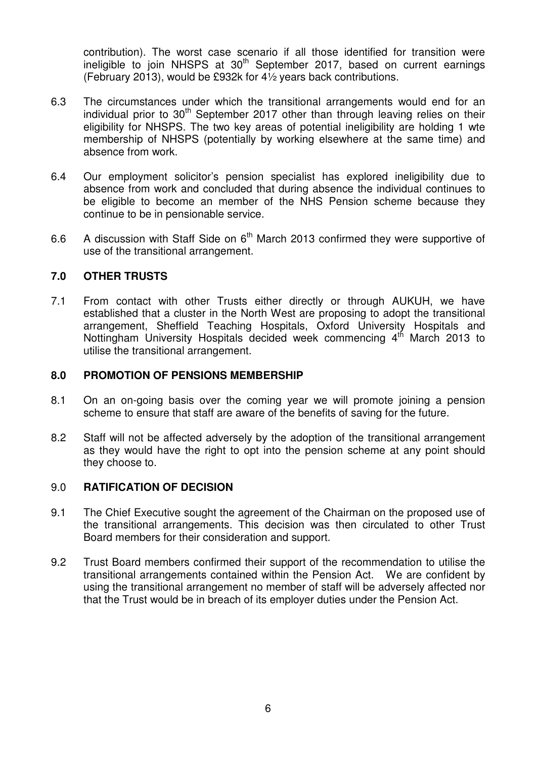contribution). The worst case scenario if all those identified for transition were ineligible to join NHSPS at 30th September 2017, based on current earnings (February 2013), would be £932k for 4½ years back contributions.

6.3 The circumstances under which the transitional arrangements would end for an individual prior to 30th September 2017 other than through leaving relies on their eligibility for NHSPS. The two key areas of potential ineligibility are holding 1 wte membership of NHSPS (potentially by working elsewhere at the same time) and absence from work.

6.4 Our employment solicitor's pension specialist has explored ineligibility due to absence from work and concluded that during absence the individual continues to be eligible to become an member of the NHS Pension scheme because they continue to be in pensionable service.

6.6 A discussion with Staff Side on 6th March 2013 confirmed they were supportive of use of the transitional arrangement.

## 7.0 OTHER TRUSTS

7.1 From contact with other Trusts either directly or through AUKUH, we have established that a cluster in the North West are proposing to adopt the transitional arrangement, Sheffield Teaching Hospitals, Oxford University Hospitals and Nottingham University Hospitals decided week commencing 4th March 2013 to utilise the transitional arrangement.

## 8.0 PROMOTION OF PENSIONS MEMBERSHIP

8.1 On an on-going basis over the coming year we will promote joining a pension scheme to ensure that staff are aware of the benefits of saving for the future.

8.2 Staff will not be affected adversely by the adoption of the transitional arrangement as they would have the right to opt into the pension scheme at any point should they choose to.

## 9.0 RATIFICATION OF DECISION

9.1 The Chief Executive sought the agreement of the Chairman on the proposed use of the transitional arrangements. This decision was then circulated to other Trust Board members for their consideration and support.

9.2 Trust Board members confirmed their support of the recommendation to utilise the transitional arrangements contained within the Pension Act. We are confident by using the transitional arrangement no member of staff will be adversely affected nor that the Trust would be in breach of its employer duties under the Pension Act.